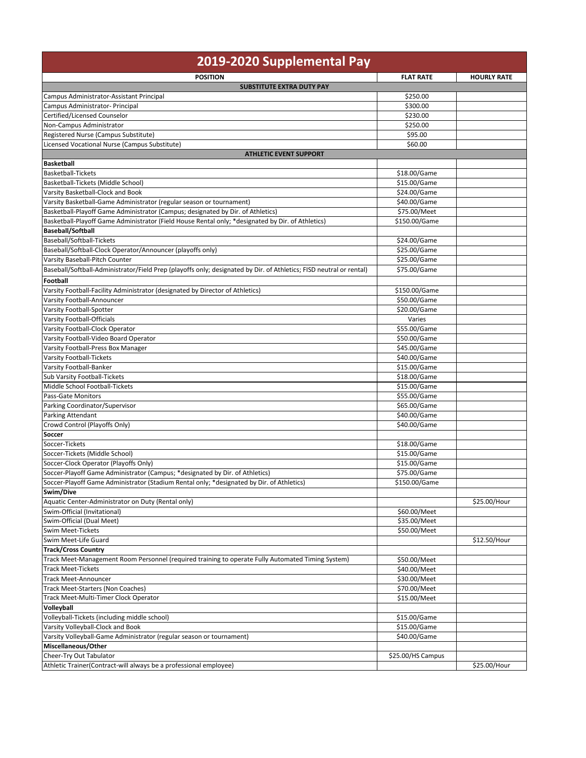# 2019-2020 Supplemental Pay

| POSITION | FLAT RATE | HOURLY RATE |
|---|---|---|
| **SUBSTITUTE EXTRA DUTY PAY** | | |
| Campus Administrator-Assistant Principal | $250.00 | |
| Campus Administrator- Principal | $300.00 | |
| Certified/Licensed Counselor | $230.00 | |
| Non-Campus Administrator | $250.00 | |
| Registered Nurse (Campus Substitute) | $95.00 | |
| Licensed Vocational Nurse (Campus Substitute) | $60.00 | |
| **ATHLETIC EVENT SUPPORT** | | |
| **Basketball** | | |
| Basketball-Tickets | $18.00/Game | |
| Basketball-Tickets (Middle School) | $15.00/Game | |
| Varsity Basketball-Clock and Book | $24.00/Game | |
| Varsity Basketball-Game Administrator (regular season or tournament) | $40.00/Game | |
| Basketball-Playoff Game Administrator (Campus; designated by Dir. of Athletics) | $75.00/Meet | |
| Basketball-Playoff Game Administrator (Field House Rental only; *designated by Dir. of Athletics) | $150.00/Game | |
| **Baseball/Softball** | | |
| Baseball/Softball-Tickets | $24.00/Game | |
| Baseball/Softball-Clock Operator/Announcer (playoffs only) | $25.00/Game | |
| Varsity Baseball-Pitch Counter | $25.00/Game | |
| Baseball/Softball-Administrator/Field Prep (playoffs only; designated by Dir. of Athletics; FISD neutral or rental) | $75.00/Game | |
| **Football** | | |
| Varsity Football-Facility Administrator (designated by Director of Athletics) | $150.00/Game | |
| Varsity Football-Announcer | $50.00/Game | |
| Varsity Football-Spotter | $20.00/Game | |
| Varsity Football-Officials | Varies | |
| Varsity Football-Clock Operator | $55.00/Game | |
| Varsity Football-Video Board Operator | $50.00/Game | |
| Varsity Football-Press Box Manager | $45.00/Game | |
| Varsity Football-Tickets | $40.00/Game | |
| Varsity Football-Banker | $15.00/Game | |
| Sub Varsity Football-Tickets | $18.00/Game | |
| Middle School Football-Tickets | $15.00/Game | |
| Pass-Gate Monitors | $55.00/Game | |
| Parking Coordinator/Supervisor | $65.00/Game | |
| Parking Attendant | $40.00/Game | |
| Crowd Control (Playoffs Only) | $40.00/Game | |
| **Soccer** | | |
| Soccer-Tickets | $18.00/Game | |
| Soccer-Tickets (Middle School) | $15.00/Game | |
| Soccer-Clock Operator (Playoffs Only) | $15.00/Game | |
| Soccer-Playoff Game Administrator (Campus; *designated by Dir. of Athletics) | $75.00/Game | |
| Soccer-Playoff Game Administrator (Stadium Rental only; *designated by Dir. of Athletics) | $150.00/Game | |
| **Swim/Dive** | | |
| Aquatic Center-Administrator on Duty (Rental only) | | $25.00/Hour |
| Swim-Official (Invitational) | $60.00/Meet | |
| Swim-Official (Dual Meet) | $35.00/Meet | |
| Swim Meet-Tickets | $50.00/Meet | |
| Swim Meet-Life Guard | | $12.50/Hour |
| **Track/Cross Country** | | |
| Track Meet-Management Room Personnel (required training to operate Fully Automated Timing System) | $50.00/Meet | |
| Track Meet-Tickets | $40.00/Meet | |
| Track Meet-Announcer | $30.00/Meet | |
| Track Meet-Starters (Non Coaches) | $70.00/Meet | |
| Track Meet-Multi-Timer Clock Operator | $15.00/Meet | |
| **Volleyball** | | |
| Volleyball-Tickets (including middle school) | $15.00/Game | |
| Varsity Volleyball-Clock and Book | $15.00/Game | |
| Varsity Volleyball-Game Administrator (regular season or tournament) | $40.00/Game | |
| **Miscellaneous/Other** | | |
| Cheer-Try Out Tabulator | $25.00/HS Campus | |
| Athletic Trainer(Contract-will always be a professional employee) | | $25.00/Hour |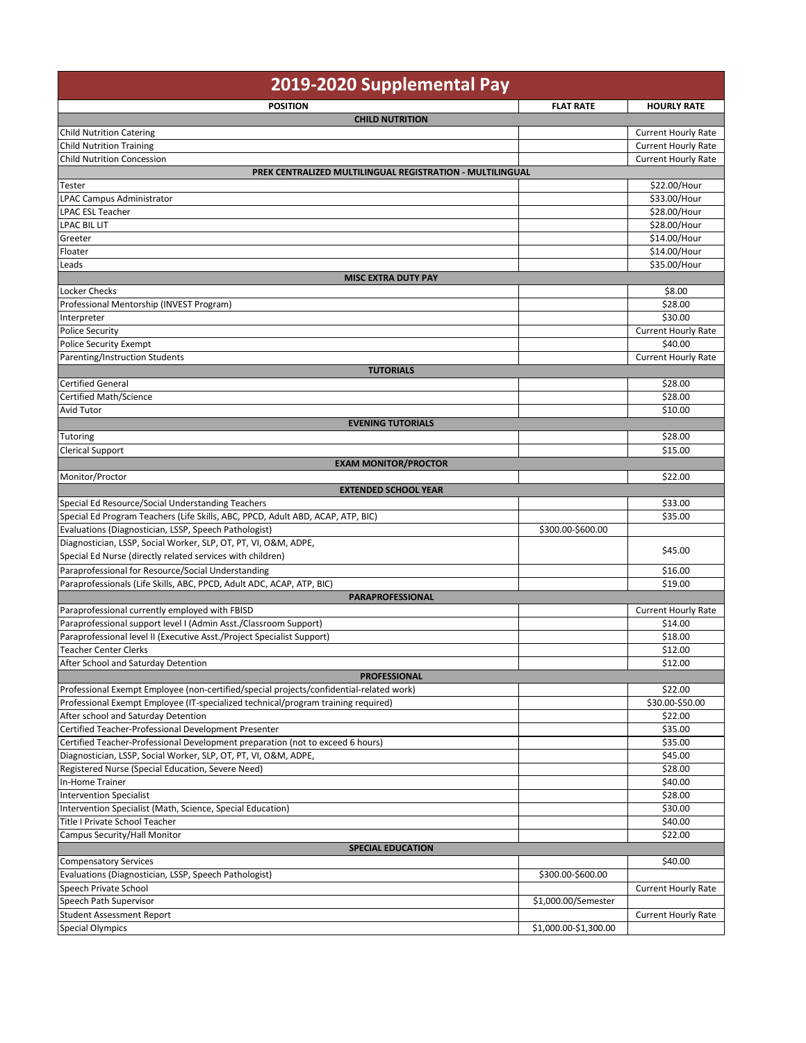# 2019-2020 Supplemental Pay

| POSITION | FLAT RATE | HOURLY RATE |
|---|---|---|
| **CHILD NUTRITION** | | |
| Child Nutrition Catering | | Current Hourly Rate |
| Child Nutrition Training | | Current Hourly Rate |
| Child Nutrition Concession | | Current Hourly Rate |
| **PREK CENTRALIZED MULTILINGUAL REGISTRATION - MULTILINGUAL** | | |
| Tester | | $22.00/Hour |
| LPAC Campus Administrator | | $33.00/Hour |
| LPAC ESL Teacher | | $28.00/Hour |
| LPAC BIL LIT | | $28.00/Hour |
| Greeter | | $14.00/Hour |
| Floater | | $14.00/Hour |
| Leads | | $35.00/Hour |
| **MISC EXTRA DUTY PAY** | | |
| Locker Checks | | $8.00 |
| Professional Mentorship (INVEST Program) | | $28.00 |
| Interpreter | | $30.00 |
| Police Security | | Current Hourly Rate |
| Police Security Exempt | | $40.00 |
| Parenting/Instruction Students | | Current Hourly Rate |
| **TUTORIALS** | | |
| Certified General | | $28.00 |
| Certified Math/Science | | $28.00 |
| Avid Tutor | | $10.00 |
| **EVENING TUTORIALS** | | |
| Tutoring | | $28.00 |
| Clerical Support | | $15.00 |
| **EXAM MONITOR/PROCTOR** | | |
| Monitor/Proctor | | $22.00 |
| **EXTENDED SCHOOL YEAR** | | |
| Special Ed Resource/Social Understanding Teachers | | $33.00 |
| Special Ed Program Teachers (Life Skills, ABC, PPCD, Adult ABD, ACAP, ATP, BIC) | | $35.00 |
| Evaluations (Diagnostician, LSSP, Speech Pathologist) | $300.00-$600.00 | |
| Diagnostician, LSSP, Social Worker, SLP, OT, PT, VI, O&M, ADPE, Special Ed Nurse (directly related services with children) | | $45.00 |
| Paraprofessional for Resource/Social Understanding | | $16.00 |
| Paraprofessionals (Life Skills, ABC, PPCD, Adult ADC, ACAP, ATP, BIC) | | $19.00 |
| **PARAPROFESSIONAL** | | |
| Paraprofessional currently employed with FBISD | | Current Hourly Rate |
| Paraprofessional support level I (Admin Asst./Classroom Support) | | $14.00 |
| Paraprofessional level II (Executive Asst./Project Specialist Support) | | $18.00 |
| Teacher Center Clerks | | $12.00 |
| After School and Saturday Detention | | $12.00 |
| **PROFESSIONAL** | | |
| Professional Exempt Employee (non-certified/special projects/confidential-related work) | | $22.00 |
| Professional Exempt Employee (IT-specialized technical/program training required) | | $30.00-$50.00 |
| After school and Saturday Detention | | $22.00 |
| Certified Teacher-Professional Development Presenter | | $35.00 |
| Certified Teacher-Professional Development preparation (not to exceed 6 hours) | | $35.00 |
| Diagnostician, LSSP, Social Worker, SLP, OT, PT, VI, O&M, ADPE, | | $45.00 |
| Registered Nurse (Special Education, Severe Need) | | $28.00 |
| In-Home Trainer | | $40.00 |
| Intervention Specialist | | $28.00 |
| Intervention Specialist (Math, Science, Special Education) | | $30.00 |
| Title I Private School Teacher | | $40.00 |
| Campus Security/Hall Monitor | | $22.00 |
| **SPECIAL EDUCATION** | | |
| Compensatory Services | | $40.00 |
| Evaluations (Diagnostician, LSSP, Speech Pathologist) | $300.00-$600.00 | |
| Speech Private School | | Current Hourly Rate |
| Speech Path Supervisor | $1,000.00/Semester | |
| Student Assessment Report | | Current Hourly Rate |
| Special Olympics | $1,000.00-$1,300.00 | |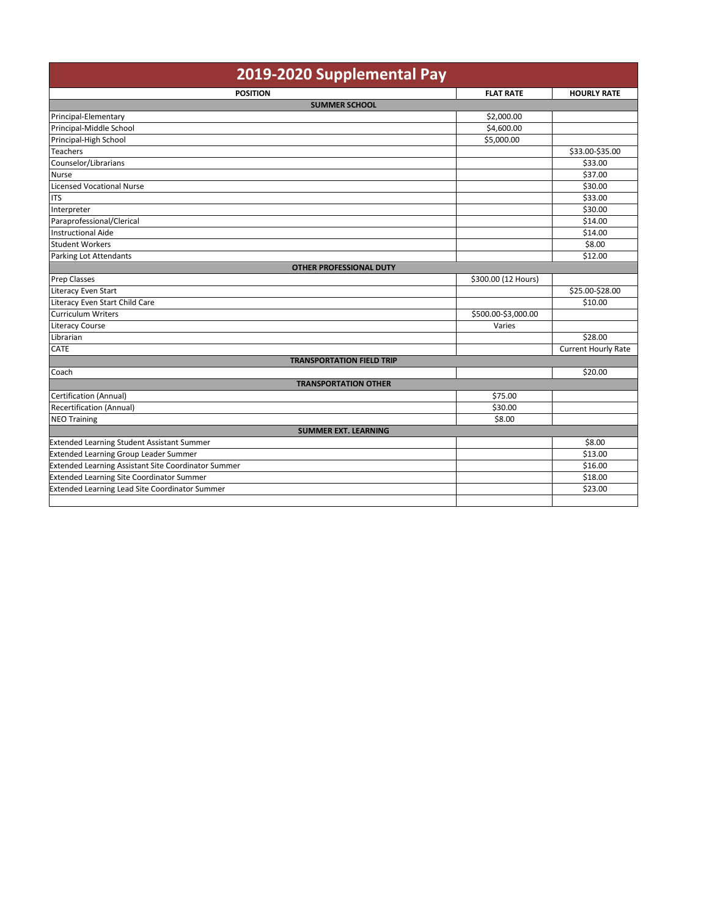# 2019-2020 Supplemental Pay

| POSITION | FLAT RATE | HOURLY RATE |
|---|---|---|
| **SUMMER SCHOOL** | | |
| Principal-Elementary | $2,000.00 | |
| Principal-Middle School | $4,600.00 | |
| Principal-High School | $5,000.00 | |
| Teachers | | $33.00-$35.00 |
| Counselor/Librarians | | $33.00 |
| Nurse | | $37.00 |
| Licensed Vocational Nurse | | $30.00 |
| ITS | | $33.00 |
| Interpreter | | $30.00 |
| Paraprofessional/Clerical | | $14.00 |
| Instructional Aide | | $14.00 |
| Student Workers | | $8.00 |
| Parking Lot Attendants | | $12.00 |
| **OTHER PROFESSIONAL DUTY** | | |
| Prep Classes | $300.00 (12 Hours) | |
| Literacy Even Start | | $25.00-$28.00 |
| Literacy Even Start Child Care | | $10.00 |
| Curriculum Writers | $500.00-$3,000.00 | |
| Literacy Course | Varies | |
| Librarian | | $28.00 |
| CATE | | Current Hourly Rate |
| **TRANSPORTATION FIELD TRIP** | | |
| Coach | | $20.00 |
| **TRANSPORTATION OTHER** | | |
| Certification (Annual) | $75.00 | |
| Recertification (Annual) | $30.00 | |
| NEO Training | $8.00 | |
| **SUMMER EXT. LEARNING** | | |
| Extended Learning Student Assistant Summer | | $8.00 |
| Extended Learning Group Leader Summer | | $13.00 |
| Extended Learning Assistant Site Coordinator Summer | | $16.00 |
| Extended Learning Site Coordinator Summer | | $18.00 |
| Extended Learning Lead Site Coordinator Summer | | $23.00 |